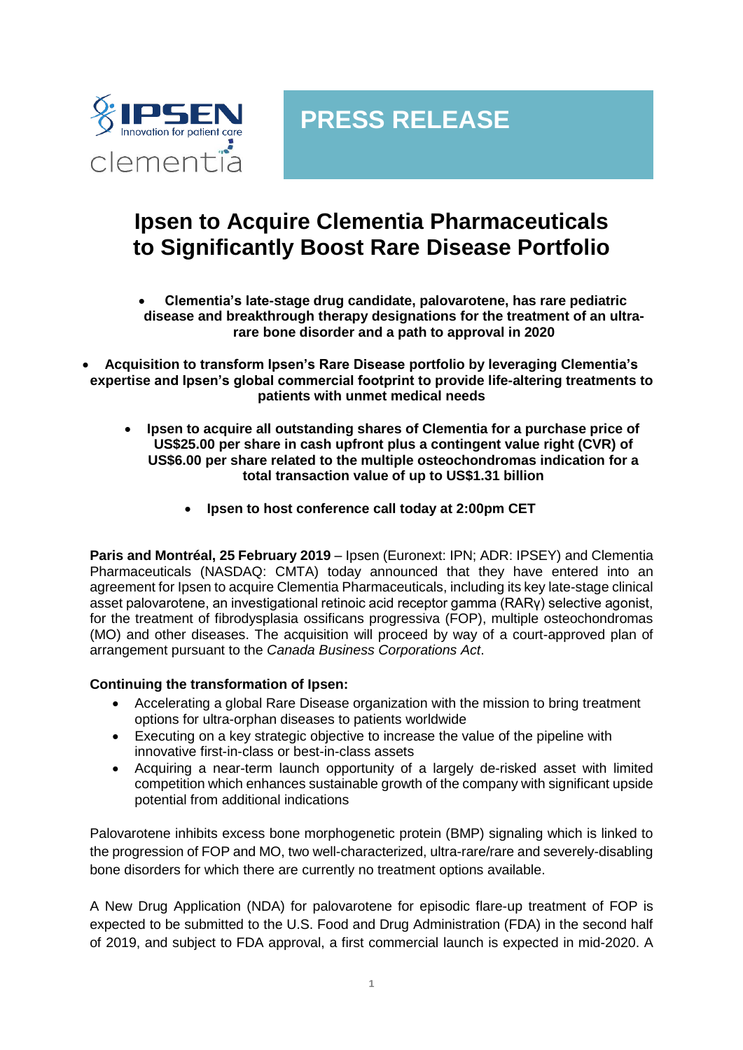PRESS RELEASE

# Ipsen to Acquire Clementia Pharmaceuticals to Significantly Boost Rare Disease Portfolio

- **Clementia's late-stage drug candidate, palovarotene, has rare pediatric disease and breakthrough therapy designations for the treatment of an ultra-rare bone disorder and a path to approval in 2020**
- **Acquisition to transform Ipsen's Rare Disease portfolio by leveraging Clementia's expertise and Ipsen's global commercial footprint to provide life-altering treatments to patients with unmet medical needs**
- **Ipsen to acquire all outstanding shares of Clementia for a purchase price of US$25.00 per share in cash upfront plus a contingent value right (CVR) of US$6.00 per share related to the multiple osteochondromas indication for a total transaction value of up to US$1.31 billion**
- **Ipsen to host conference call today at 2:00pm CET**

**Paris and Montréal, 25 February 2019** – Ipsen (Euronext: IPN; ADR: IPSEY) and Clementia Pharmaceuticals (NASDAQ: CMTA) today announced that they have entered into an agreement for Ipsen to acquire Clementia Pharmaceuticals, including its key late-stage clinical asset palovarotene, an investigational retinoic acid receptor gamma (RARγ) selective agonist, for the treatment of fibrodysplasia ossificans progressiva (FOP), multiple osteochondromas (MO) and other diseases. The acquisition will proceed by way of a court-approved plan of arrangement pursuant to the *Canada Business Corporations Act*.

**Continuing the transformation of Ipsen:**

- Accelerating a global Rare Disease organization with the mission to bring treatment options for ultra-orphan diseases to patients worldwide
- Executing on a key strategic objective to increase the value of the pipeline with innovative first-in-class or best-in-class assets
- Acquiring a near-term launch opportunity of a largely de-risked asset with limited competition which enhances sustainable growth of the company with significant upside potential from additional indications

Palovarotene inhibits excess bone morphogenetic protein (BMP) signaling which is linked to the progression of FOP and MO, two well-characterized, ultra-rare/rare and severely-disabling bone disorders for which there are currently no treatment options available.

A New Drug Application (NDA) for palovarotene for episodic flare-up treatment of FOP is expected to be submitted to the U.S. Food and Drug Administration (FDA) in the second half of 2019, and subject to FDA approval, a first commercial launch is expected in mid-2020. A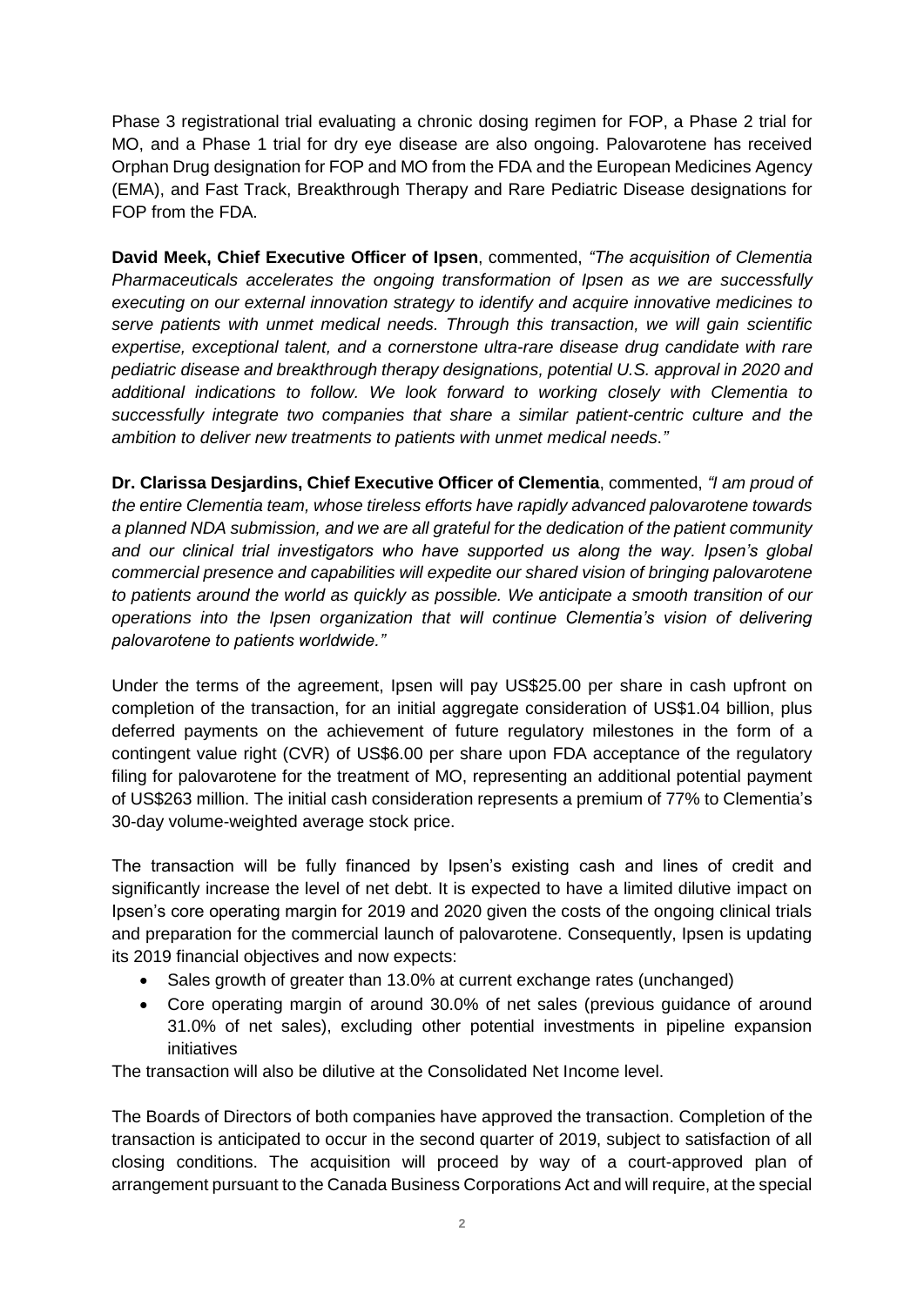Phase 3 registrational trial evaluating a chronic dosing regimen for FOP, a Phase 2 trial for MO, and a Phase 1 trial for dry eye disease are also ongoing. Palovarotene has received Orphan Drug designation for FOP and MO from the FDA and the European Medicines Agency (EMA), and Fast Track, Breakthrough Therapy and Rare Pediatric Disease designations for FOP from the FDA.

**David Meek, Chief Executive Officer of Ipsen**, commented, *"The acquisition of Clementia Pharmaceuticals accelerates the ongoing transformation of Ipsen as we are successfully executing on our external innovation strategy to identify and acquire innovative medicines to serve patients with unmet medical needs. Through this transaction, we will gain scientific expertise, exceptional talent, and a cornerstone ultra-rare disease drug candidate with rare pediatric disease and breakthrough therapy designations, potential U.S. approval in 2020 and additional indications to follow. We look forward to working closely with Clementia to successfully integrate two companies that share a similar patient-centric culture and the ambition to deliver new treatments to patients with unmet medical needs."*

**Dr. Clarissa Desjardins, Chief Executive Officer of Clementia**, commented, *"I am proud of the entire Clementia team, whose tireless efforts have rapidly advanced palovarotene towards a planned NDA submission, and we are all grateful for the dedication of the patient community and our clinical trial investigators who have supported us along the way. Ipsen's global commercial presence and capabilities will expedite our shared vision of bringing palovarotene to patients around the world as quickly as possible. We anticipate a smooth transition of our operations into the Ipsen organization that will continue Clementia's vision of delivering palovarotene to patients worldwide."*

Under the terms of the agreement, Ipsen will pay US$25.00 per share in cash upfront on completion of the transaction, for an initial aggregate consideration of US$1.04 billion, plus deferred payments on the achievement of future regulatory milestones in the form of a contingent value right (CVR) of US$6.00 per share upon FDA acceptance of the regulatory filing for palovarotene for the treatment of MO, representing an additional potential payment of US$263 million. The initial cash consideration represents a premium of 77% to Clementia's 30-day volume-weighted average stock price.

The transaction will be fully financed by Ipsen's existing cash and lines of credit and significantly increase the level of net debt. It is expected to have a limited dilutive impact on Ipsen's core operating margin for 2019 and 2020 given the costs of the ongoing clinical trials and preparation for the commercial launch of palovarotene. Consequently, Ipsen is updating its 2019 financial objectives and now expects:

- Sales growth of greater than 13.0% at current exchange rates (unchanged)
- Core operating margin of around 30.0% of net sales (previous guidance of around 31.0% of net sales), excluding other potential investments in pipeline expansion initiatives

The transaction will also be dilutive at the Consolidated Net Income level.

The Boards of Directors of both companies have approved the transaction. Completion of the transaction is anticipated to occur in the second quarter of 2019, subject to satisfaction of all closing conditions. The acquisition will proceed by way of a court-approved plan of arrangement pursuant to the Canada Business Corporations Act and will require, at the special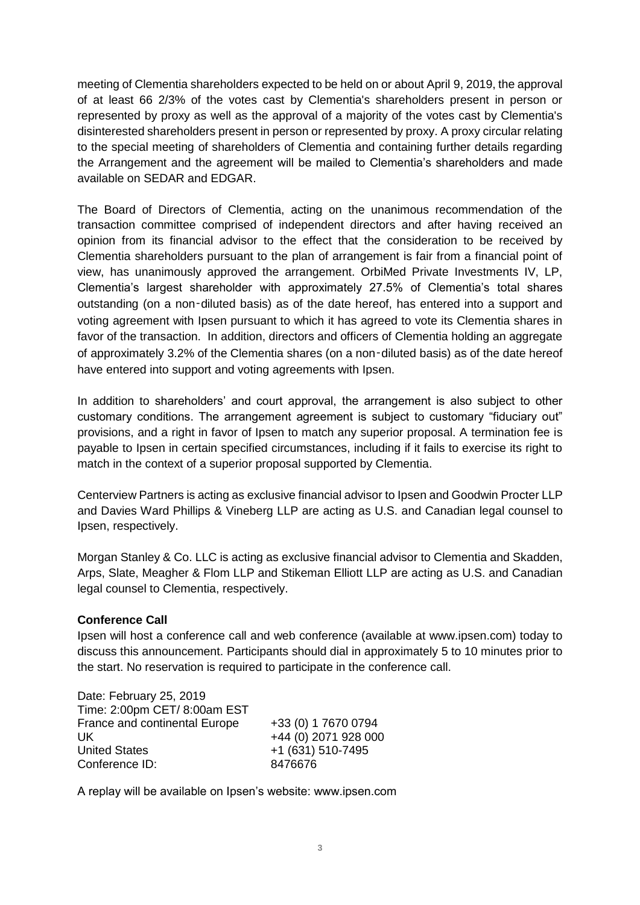meeting of Clementia shareholders expected to be held on or about April 9, 2019, the approval of at least 66 2/3% of the votes cast by Clementia's shareholders present in person or represented by proxy as well as the approval of a majority of the votes cast by Clementia's disinterested shareholders present in person or represented by proxy. A proxy circular relating to the special meeting of shareholders of Clementia and containing further details regarding the Arrangement and the agreement will be mailed to Clementia's shareholders and made available on SEDAR and EDGAR.

The Board of Directors of Clementia, acting on the unanimous recommendation of the transaction committee comprised of independent directors and after having received an opinion from its financial advisor to the effect that the consideration to be received by Clementia shareholders pursuant to the plan of arrangement is fair from a financial point of view, has unanimously approved the arrangement. OrbiMed Private Investments IV, LP, Clementia's largest shareholder with approximately 27.5% of Clementia's total shares outstanding (on a non-diluted basis) as of the date hereof, has entered into a support and voting agreement with Ipsen pursuant to which it has agreed to vote its Clementia shares in favor of the transaction. In addition, directors and officers of Clementia holding an aggregate of approximately 3.2% of the Clementia shares (on a non-diluted basis) as of the date hereof have entered into support and voting agreements with Ipsen.

In addition to shareholders' and court approval, the arrangement is also subject to other customary conditions. The arrangement agreement is subject to customary "fiduciary out" provisions, and a right in favor of Ipsen to match any superior proposal. A termination fee is payable to Ipsen in certain specified circumstances, including if it fails to exercise its right to match in the context of a superior proposal supported by Clementia.

Centerview Partners is acting as exclusive financial advisor to Ipsen and Goodwin Procter LLP and Davies Ward Phillips & Vineberg LLP are acting as U.S. and Canadian legal counsel to Ipsen, respectively.

Morgan Stanley & Co. LLC is acting as exclusive financial advisor to Clementia and Skadden, Arps, Slate, Meagher & Flom LLP and Stikeman Elliott LLP are acting as U.S. and Canadian legal counsel to Clementia, respectively.

**Conference Call**

Ipsen will host a conference call and web conference (available at www.ipsen.com) today to discuss this announcement. Participants should dial in approximately 5 to 10 minutes prior to the start. No reservation is required to participate in the conference call.

| | |
|---|---|
| Date: February 25, 2019 | |
| Time: 2:00pm CET/ 8:00am EST | |
| France and continental Europe | +33 (0) 1 7670 0794 |
| UK | +44 (0) 2071 928 000 |
| United States | +1 (631) 510-7495 |
| Conference ID: | 8476676 |

A replay will be available on Ipsen's website: www.ipsen.com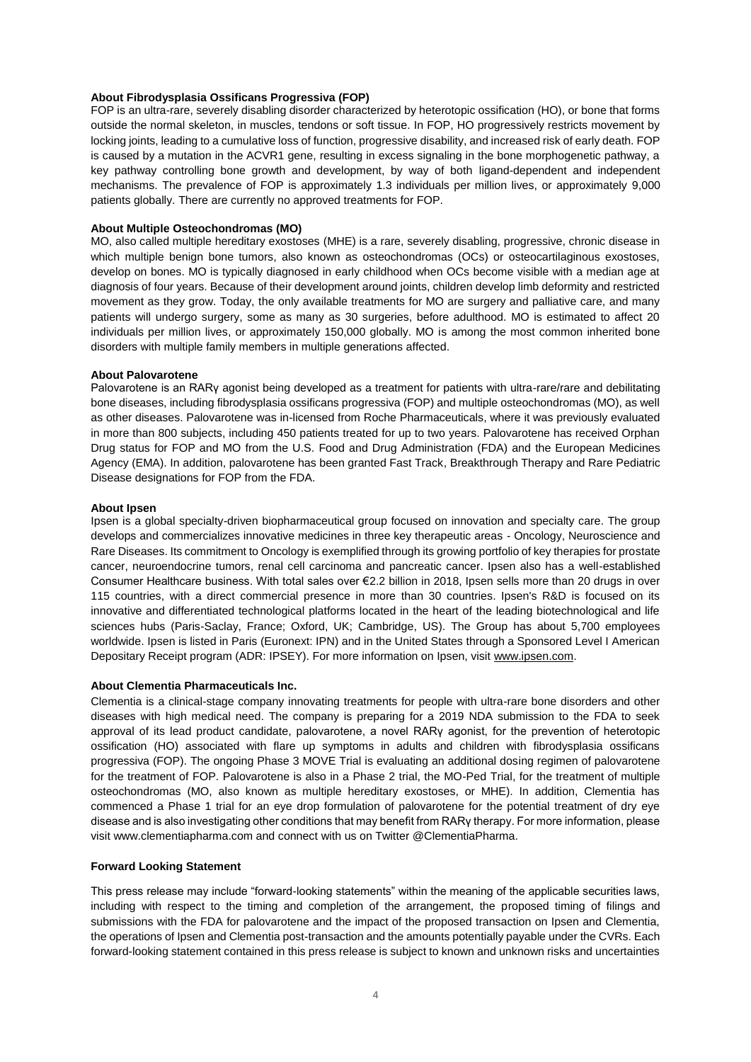**About Fibrodysplasia Ossificans Progressiva (FOP)**

FOP is an ultra-rare, severely disabling disorder characterized by heterotopic ossification (HO), or bone that forms outside the normal skeleton, in muscles, tendons or soft tissue. In FOP, HO progressively restricts movement by locking joints, leading to a cumulative loss of function, progressive disability, and increased risk of early death. FOP is caused by a mutation in the ACVR1 gene, resulting in excess signaling in the bone morphogenetic pathway, a key pathway controlling bone growth and development, by way of both ligand-dependent and independent mechanisms. The prevalence of FOP is approximately 1.3 individuals per million lives, or approximately 9,000 patients globally. There are currently no approved treatments for FOP.

**About Multiple Osteochondromas (MO)**

MO, also called multiple hereditary exostoses (MHE) is a rare, severely disabling, progressive, chronic disease in which multiple benign bone tumors, also known as osteochondromas (OCs) or osteocartilaginous exostoses, develop on bones. MO is typically diagnosed in early childhood when OCs become visible with a median age at diagnosis of four years. Because of their development around joints, children develop limb deformity and restricted movement as they grow. Today, the only available treatments for MO are surgery and palliative care, and many patients will undergo surgery, some as many as 30 surgeries, before adulthood. MO is estimated to affect 20 individuals per million lives, or approximately 150,000 globally. MO is among the most common inherited bone disorders with multiple family members in multiple generations affected.

**About Palovarotene**

Palovarotene is an RARγ agonist being developed as a treatment for patients with ultra-rare/rare and debilitating bone diseases, including fibrodysplasia ossificans progressiva (FOP) and multiple osteochondromas (MO), as well as other diseases. Palovarotene was in-licensed from Roche Pharmaceuticals, where it was previously evaluated in more than 800 subjects, including 450 patients treated for up to two years. Palovarotene has received Orphan Drug status for FOP and MO from the U.S. Food and Drug Administration (FDA) and the European Medicines Agency (EMA). In addition, palovarotene has been granted Fast Track, Breakthrough Therapy and Rare Pediatric Disease designations for FOP from the FDA.

**About Ipsen**

Ipsen is a global specialty-driven biopharmaceutical group focused on innovation and specialty care. The group develops and commercializes innovative medicines in three key therapeutic areas - Oncology, Neuroscience and Rare Diseases. Its commitment to Oncology is exemplified through its growing portfolio of key therapies for prostate cancer, neuroendocrine tumors, renal cell carcinoma and pancreatic cancer. Ipsen also has a well-established Consumer Healthcare business. With total sales over €2.2 billion in 2018, Ipsen sells more than 20 drugs in over 115 countries, with a direct commercial presence in more than 30 countries. Ipsen's R&D is focused on its innovative and differentiated technological platforms located in the heart of the leading biotechnological and life sciences hubs (Paris-Saclay, France; Oxford, UK; Cambridge, US). The Group has about 5,700 employees worldwide. Ipsen is listed in Paris (Euronext: IPN) and in the United States through a Sponsored Level I American Depositary Receipt program (ADR: IPSEY). For more information on Ipsen, visit www.ipsen.com.

**About Clementia Pharmaceuticals Inc.**

Clementia is a clinical-stage company innovating treatments for people with ultra-rare bone disorders and other diseases with high medical need. The company is preparing for a 2019 NDA submission to the FDA to seek approval of its lead product candidate, palovarotene, a novel RARγ agonist, for the prevention of heterotopic ossification (HO) associated with flare up symptoms in adults and children with fibrodysplasia ossificans progressiva (FOP). The ongoing Phase 3 MOVE Trial is evaluating an additional dosing regimen of palovarotene for the treatment of FOP. Palovarotene is also in a Phase 2 trial, the MO-Ped Trial, for the treatment of multiple osteochondromas (MO, also known as multiple hereditary exostoses, or MHE). In addition, Clementia has commenced a Phase 1 trial for an eye drop formulation of palovarotene for the potential treatment of dry eye disease and is also investigating other conditions that may benefit from RARγ therapy. For more information, please visit www.clementiapharma.com and connect with us on Twitter @ClementiaPharma.

**Forward Looking Statement**

This press release may include "forward-looking statements" within the meaning of the applicable securities laws, including with respect to the timing and completion of the arrangement, the proposed timing of filings and submissions with the FDA for palovarotene and the impact of the proposed transaction on Ipsen and Clementia, the operations of Ipsen and Clementia post-transaction and the amounts potentially payable under the CVRs. Each forward-looking statement contained in this press release is subject to known and unknown risks and uncertainties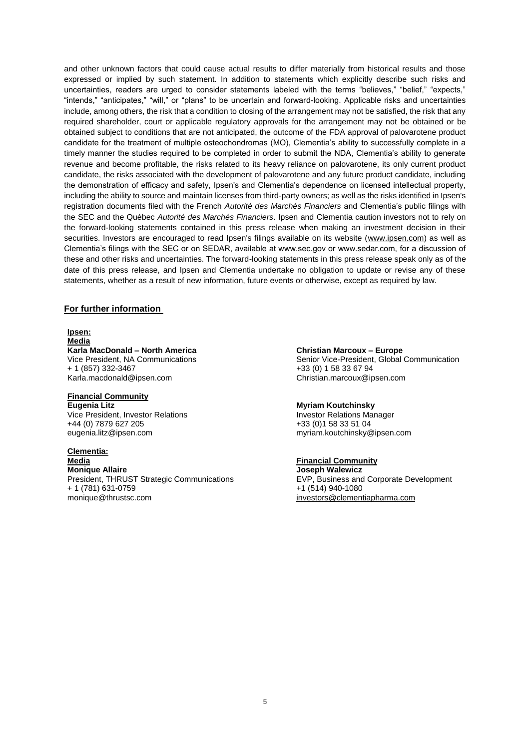and other unknown factors that could cause actual results to differ materially from historical results and those expressed or implied by such statement. In addition to statements which explicitly describe such risks and uncertainties, readers are urged to consider statements labeled with the terms "believes," "belief," "expects," "intends," "anticipates," "will," or "plans" to be uncertain and forward-looking. Applicable risks and uncertainties include, among others, the risk that a condition to closing of the arrangement may not be satisfied, the risk that any required shareholder, court or applicable regulatory approvals for the arrangement may not be obtained or be obtained subject to conditions that are not anticipated, the outcome of the FDA approval of palovarotene product candidate for the treatment of multiple osteochondromas (MO), Clementia's ability to successfully complete in a timely manner the studies required to be completed in order to submit the NDA, Clementia's ability to generate revenue and become profitable, the risks related to its heavy reliance on palovarotene, its only current product candidate, the risks associated with the development of palovarotene and any future product candidate, including the demonstration of efficacy and safety, Ipsen's and Clementia's dependence on licensed intellectual property, including the ability to source and maintain licenses from third-party owners; as well as the risks identified in Ipsen's registration documents filed with the French *Autorité des Marchés Financiers* and Clementia's public filings with the SEC and the Québec *Autorité des Marchés Financiers*. Ipsen and Clementia caution investors not to rely on the forward-looking statements contained in this press release when making an investment decision in their securities. Investors are encouraged to read Ipsen's filings available on its website (www.ipsen.com) as well as Clementia's filings with the SEC or on SEDAR, available at www.sec.gov or www.sedar.com, for a discussion of these and other risks and uncertainties. The forward-looking statements in this press release speak only as of the date of this press release, and Ipsen and Clementia undertake no obligation to update or revise any of these statements, whether as a result of new information, future events or otherwise, except as required by law.

## For further information

**Ipsen:**

**Media**

**Karla MacDonald – North America**
Vice President, NA Communications
+ 1 (857) 332-3467
Karla.macdonald@ipsen.com

**Christian Marcoux – Europe**
Senior Vice-President, Global Communication
+33 (0) 1 58 33 67 94
Christian.marcoux@ipsen.com

**Financial Community**

**Eugenia Litz**
Vice President, Investor Relations
+44 (0) 7879 627 205
eugenia.litz@ipsen.com

**Myriam Koutchinsky**
Investor Relations Manager
+33 (0)1 58 33 51 04
myriam.koutchinsky@ipsen.com

**Clementia:**

**Media**

**Monique Allaire**
President, THRUST Strategic Communications
+ 1 (781) 631-0759
monique@thrustsc.com

**Financial Community**

**Joseph Walewicz**
EVP, Business and Corporate Development
+1 (514) 940-1080
investors@clementiapharma.com